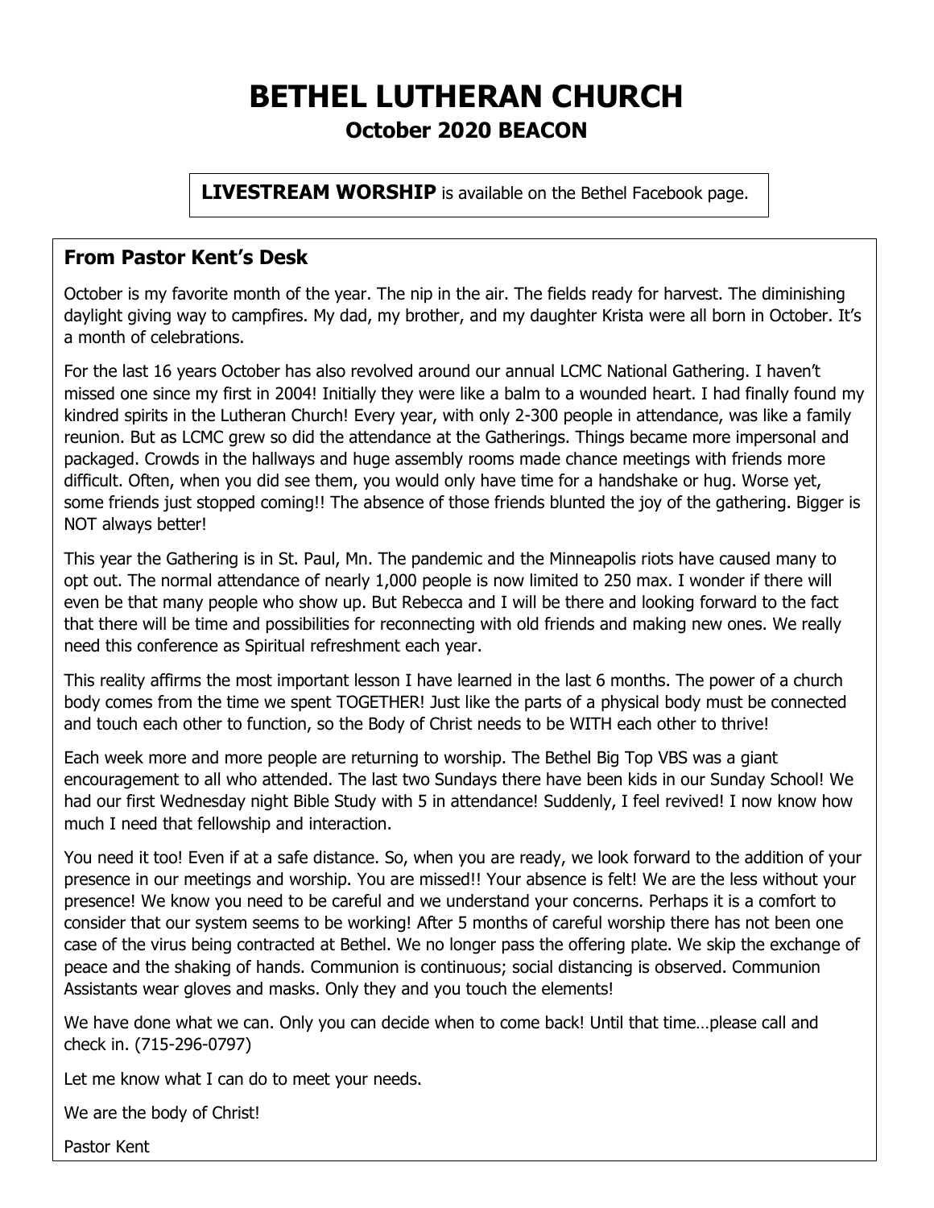# BETHEL LUTHERAN CHURCH

## October 2020 BEACON

**LIVESTREAM WORSHIP** is available on the Bethel Facebook page.

### From Pastor Kent's Desk

October is my favorite month of the year. The nip in the air. The fields ready for harvest. The diminishing daylight giving way to campfires. My dad, my brother, and my daughter Krista were all born in October. It's a month of celebrations.

For the last 16 years October has also revolved around our annual LCMC National Gathering. I haven't missed one since my first in 2004! Initially they were like a balm to a wounded heart. I had finally found my kindred spirits in the Lutheran Church! Every year, with only 2-300 people in attendance, was like a family reunion. But as LCMC grew so did the attendance at the Gatherings. Things became more impersonal and packaged. Crowds in the hallways and huge assembly rooms made chance meetings with friends more difficult. Often, when you did see them, you would only have time for a handshake or hug. Worse yet, some friends just stopped coming!! The absence of those friends blunted the joy of the gathering. Bigger is NOT always better!

This year the Gathering is in St. Paul, Mn. The pandemic and the Minneapolis riots have caused many to opt out. The normal attendance of nearly 1,000 people is now limited to 250 max. I wonder if there will even be that many people who show up. But Rebecca and I will be there and looking forward to the fact that there will be time and possibilities for reconnecting with old friends and making new ones. We really need this conference as Spiritual refreshment each year.

This reality affirms the most important lesson I have learned in the last 6 months. The power of a church body comes from the time we spent TOGETHER! Just like the parts of a physical body must be connected and touch each other to function, so the Body of Christ needs to be WITH each other to thrive!

Each week more and more people are returning to worship. The Bethel Big Top VBS was a giant encouragement to all who attended. The last two Sundays there have been kids in our Sunday School! We had our first Wednesday night Bible Study with 5 in attendance! Suddenly, I feel revived! I now know how much I need that fellowship and interaction.

You need it too! Even if at a safe distance. So, when you are ready, we look forward to the addition of your presence in our meetings and worship. You are missed!! Your absence is felt! We are the less without your presence! We know you need to be careful and we understand your concerns. Perhaps it is a comfort to consider that our system seems to be working! After 5 months of careful worship there has not been one case of the virus being contracted at Bethel. We no longer pass the offering plate. We skip the exchange of peace and the shaking of hands. Communion is continuous; social distancing is observed. Communion Assistants wear gloves and masks. Only they and you touch the elements!

We have done what we can. Only you can decide when to come back! Until that time…please call and check in. (715-296-0797)

Let me know what I can do to meet your needs.

We are the body of Christ!

Pastor Kent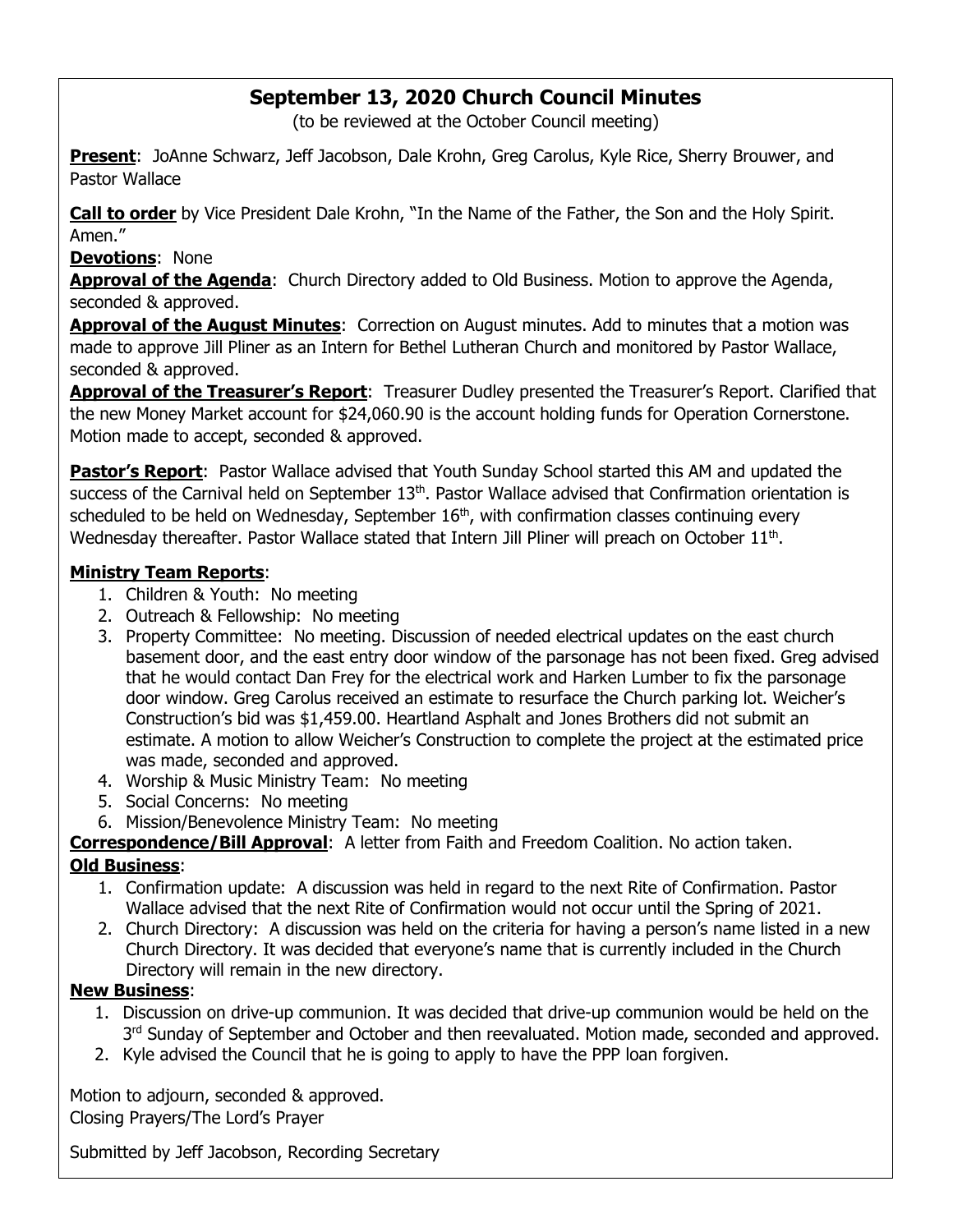# September 13, 2020 Church Council Minutes

(to be reviewed at the October Council meeting)

**Present**: JoAnne Schwarz, Jeff Jacobson, Dale Krohn, Greg Carolus, Kyle Rice, Sherry Brouwer, and Pastor Wallace

**Call to order** by Vice President Dale Krohn, "In the Name of the Father, the Son and the Holy Spirit. Amen."

**Devotions**: None

**Approval of the Agenda**: Church Directory added to Old Business. Motion to approve the Agenda, seconded & approved.

**Approval of the August Minutes**: Correction on August minutes. Add to minutes that a motion was made to approve Jill Pliner as an Intern for Bethel Lutheran Church and monitored by Pastor Wallace, seconded & approved.

**Approval of the Treasurer's Report**: Treasurer Dudley presented the Treasurer's Report. Clarified that the new Money Market account for $24,060.90 is the account holding funds for Operation Cornerstone. Motion made to accept, seconded & approved.

**Pastor's Report**: Pastor Wallace advised that Youth Sunday School started this AM and updated the success of the Carnival held on September 13th. Pastor Wallace advised that Confirmation orientation is scheduled to be held on Wednesday, September 16th, with confirmation classes continuing every Wednesday thereafter. Pastor Wallace stated that Intern Jill Pliner will preach on October 11th.

**Ministry Team Reports**:

1. Children & Youth: No meeting
2. Outreach & Fellowship: No meeting
3. Property Committee: No meeting. Discussion of needed electrical updates on the east church basement door, and the east entry door window of the parsonage has not been fixed. Greg advised that he would contact Dan Frey for the electrical work and Harken Lumber to fix the parsonage door window. Greg Carolus received an estimate to resurface the Church parking lot. Weicher's Construction's bid was $1,459.00. Heartland Asphalt and Jones Brothers did not submit an estimate. A motion to allow Weicher's Construction to complete the project at the estimated price was made, seconded and approved.
4. Worship & Music Ministry Team: No meeting
5. Social Concerns: No meeting
6. Mission/Benevolence Ministry Team: No meeting

**Correspondence/Bill Approval**: A letter from Faith and Freedom Coalition. No action taken.

**Old Business**:

1. Confirmation update: A discussion was held in regard to the next Rite of Confirmation. Pastor Wallace advised that the next Rite of Confirmation would not occur until the Spring of 2021.
2. Church Directory: A discussion was held on the criteria for having a person's name listed in a new Church Directory. It was decided that everyone's name that is currently included in the Church Directory will remain in the new directory.

**New Business**:

1. Discussion on drive-up communion. It was decided that drive-up communion would be held on the 3rd Sunday of September and October and then reevaluated. Motion made, seconded and approved.
2. Kyle advised the Council that he is going to apply to have the PPP loan forgiven.

Motion to adjourn, seconded & approved.
Closing Prayers/The Lord's Prayer

Submitted by Jeff Jacobson, Recording Secretary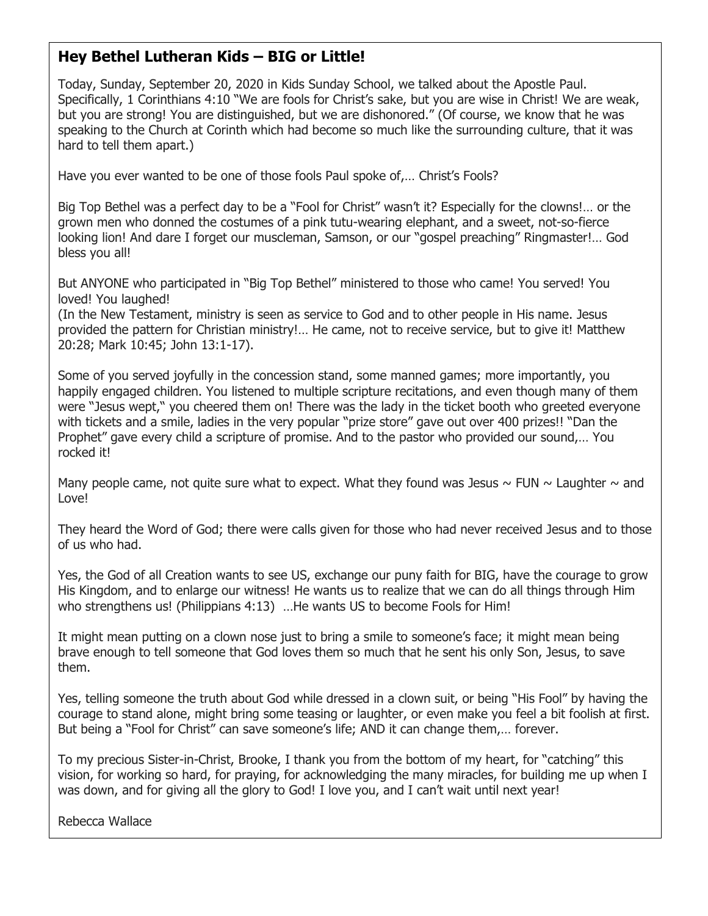## Hey Bethel Lutheran Kids – BIG or Little!

Today, Sunday, September 20, 2020 in Kids Sunday School, we talked about the Apostle Paul. Specifically, 1 Corinthians 4:10 "We are fools for Christ's sake, but you are wise in Christ! We are weak, but you are strong! You are distinguished, but we are dishonored." (Of course, we know that he was speaking to the Church at Corinth which had become so much like the surrounding culture, that it was hard to tell them apart.)

Have you ever wanted to be one of those fools Paul spoke of,… Christ's Fools?

Big Top Bethel was a perfect day to be a "Fool for Christ" wasn't it? Especially for the clowns!… or the grown men who donned the costumes of a pink tutu-wearing elephant, and a sweet, not-so-fierce looking lion! And dare I forget our muscleman, Samson, or our "gospel preaching" Ringmaster!… God bless you all!

But ANYONE who participated in "Big Top Bethel" ministered to those who came! You served! You loved! You laughed!
(In the New Testament, ministry is seen as service to God and to other people in His name. Jesus provided the pattern for Christian ministry!… He came, not to receive service, but to give it! Matthew 20:28; Mark 10:45; John 13:1-17).

Some of you served joyfully in the concession stand, some manned games; more importantly, you happily engaged children. You listened to multiple scripture recitations, and even though many of them were "Jesus wept," you cheered them on! There was the lady in the ticket booth who greeted everyone with tickets and a smile, ladies in the very popular "prize store" gave out over 400 prizes!! "Dan the Prophet" gave every child a scripture of promise. And to the pastor who provided our sound,… You rocked it!

Many people came, not quite sure what to expect. What they found was Jesus ~ FUN ~ Laughter ~ and Love!

They heard the Word of God; there were calls given for those who had never received Jesus and to those of us who had.

Yes, the God of all Creation wants to see US, exchange our puny faith for BIG, have the courage to grow His Kingdom, and to enlarge our witness! He wants us to realize that we can do all things through Him who strengthens us! (Philippians 4:13) …He wants US to become Fools for Him!

It might mean putting on a clown nose just to bring a smile to someone's face; it might mean being brave enough to tell someone that God loves them so much that he sent his only Son, Jesus, to save them.

Yes, telling someone the truth about God while dressed in a clown suit, or being "His Fool" by having the courage to stand alone, might bring some teasing or laughter, or even make you feel a bit foolish at first. But being a "Fool for Christ" can save someone's life; AND it can change them,… forever.

To my precious Sister-in-Christ, Brooke, I thank you from the bottom of my heart, for "catching" this vision, for working so hard, for praying, for acknowledging the many miracles, for building me up when I was down, and for giving all the glory to God! I love you, and I can't wait until next year!

Rebecca Wallace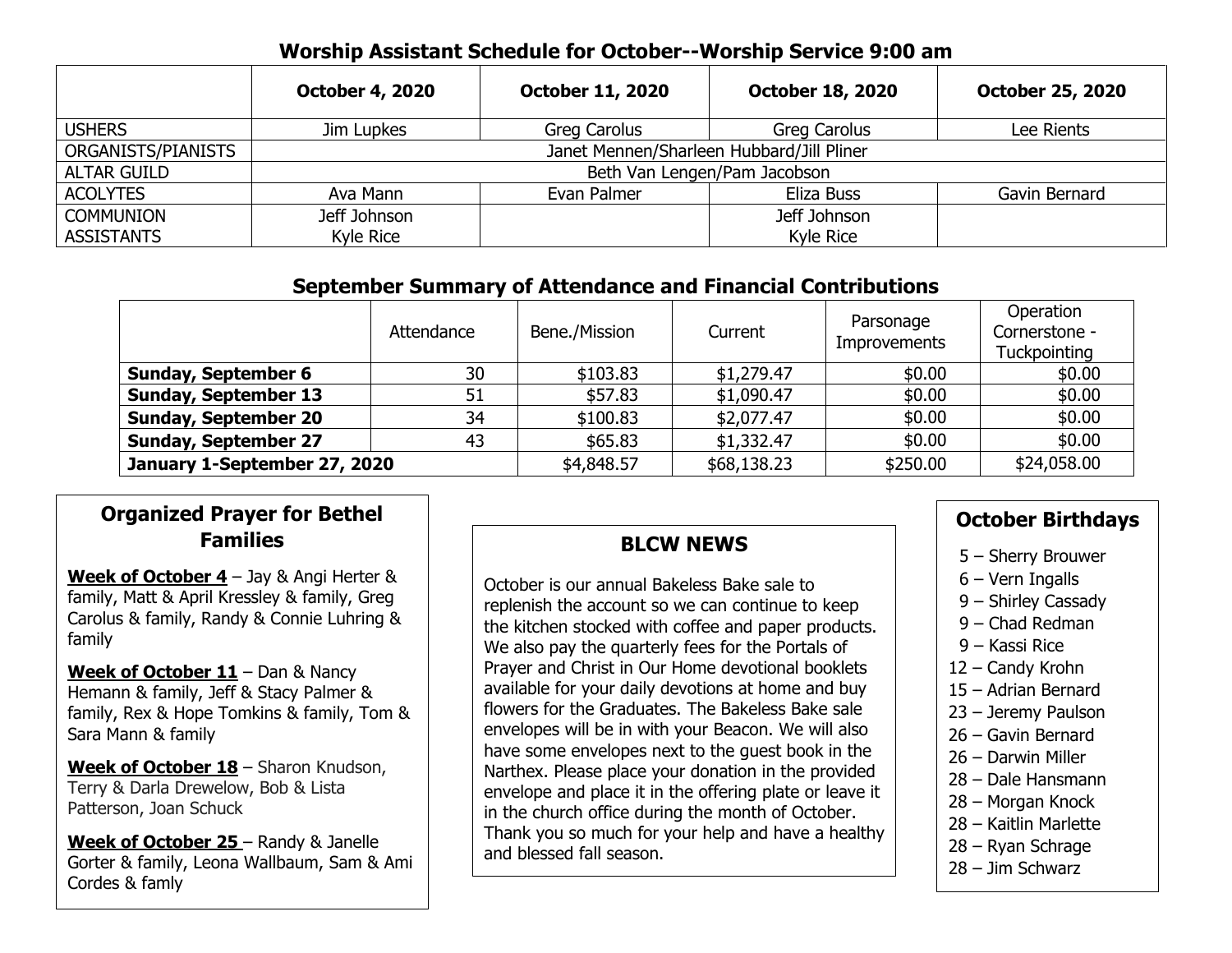## Worship Assistant Schedule for October--Worship Service 9:00 am

| | October 4, 2020 | October 11, 2020 | October 18, 2020 | October 25, 2020 |
|---|---|---|---|---|
| USHERS | Jim Lupkes | Greg Carolus | Greg Carolus | Lee Rients |
| ORGANISTS/PIANISTS | Janet Mennen/Sharleen Hubbard/Jill Pliner | | | |
| ALTAR GUILD | Beth Van Lengen/Pam Jacobson | | | |
| ACOLYTES | Ava Mann | Evan Palmer | Eliza Buss | Gavin Bernard |
| COMMUNION ASSISTANTS | Jeff Johnson<br>Kyle Rice | | Jeff Johnson<br>Kyle Rice | |

## September Summary of Attendance and Financial Contributions

| | Attendance | Bene./Mission | Current | Parsonage Improvements | Operation Cornerstone - Tuckpointing |
|---|---|---|---|---|---|
| **Sunday, September 6** | 30 | $103.83 | $1,279.47 | $0.00 | $0.00 |
| **Sunday, September 13** | 51 | $57.83 | $1,090.47 | $0.00 | $0.00 |
| **Sunday, September 20** | 34 | $100.83 | $2,077.47 | $0.00 | $0.00 |
| **Sunday, September 27** | 43 | $65.83 | $1,332.47 | $0.00 | $0.00 |
| **January 1-September 27, 2020** | | $4,848.57 | $68,138.23 | $250.00 | $24,058.00 |

### Organized Prayer for Bethel Families

**Week of October 4** – Jay & Angi Herter & family, Matt & April Kressley & family, Greg Carolus & family, Randy & Connie Luhring & family

**Week of October 11** – Dan & Nancy Hemann & family, Jeff & Stacy Palmer & family, Rex & Hope Tomkins & family, Tom & Sara Mann & family

**Week of October 18** – Sharon Knudson, Terry & Darla Drewelow, Bob & Lista Patterson, Joan Schuck

**Week of October 25** – Randy & Janelle Gorter & family, Leona Wallbaum, Sam & Ami Cordes & famly

### BLCW NEWS

October is our annual Bakeless Bake sale to replenish the account so we can continue to keep the kitchen stocked with coffee and paper products. We also pay the quarterly fees for the Portals of Prayer and Christ in Our Home devotional booklets available for your daily devotions at home and buy flowers for the Graduates. The Bakeless Bake sale envelopes will be in with your Beacon. We will also have some envelopes next to the guest book in the Narthex. Please place your donation in the provided envelope and place it in the offering plate or leave it in the church office during the month of October. Thank you so much for your help and have a healthy and blessed fall season.

### October Birthdays

- 5 – Sherry Brouwer
- 6 – Vern Ingalls
- 9 – Shirley Cassady
- 9 – Chad Redman
- 9 – Kassi Rice
- 12 – Candy Krohn
- 15 – Adrian Bernard
- 23 – Jeremy Paulson
- 26 – Gavin Bernard
- 26 – Darwin Miller
- 28 – Dale Hansmann
- 28 – Morgan Knock
- 28 – Kaitlin Marlette
- 28 – Ryan Schrage
- 28 – Jim Schwarz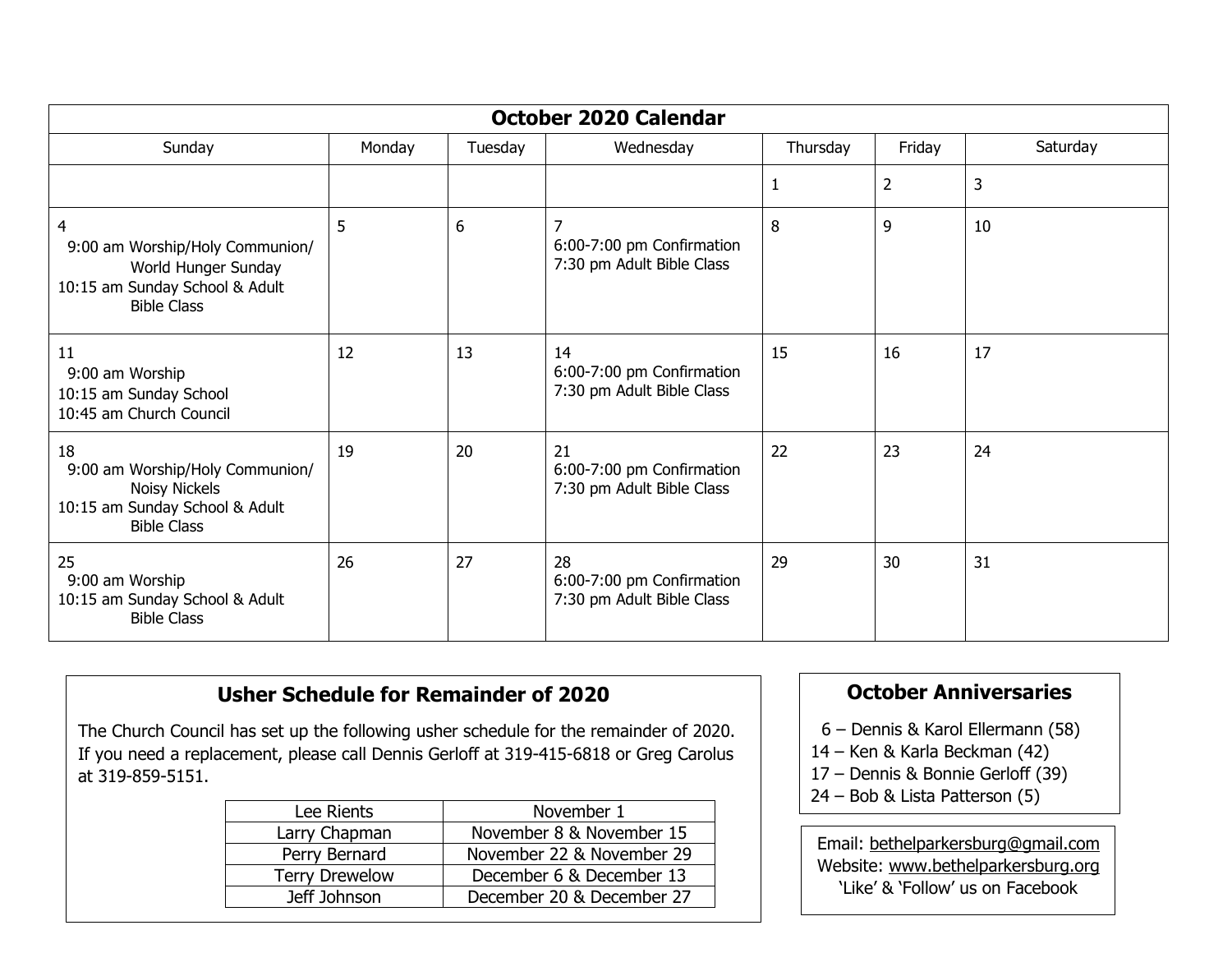## October 2020 Calendar

| Sunday | Monday | Tuesday | Wednesday | Thursday | Friday | Saturday |
|---|---|---|---|---|---|---|
| | | | | 1 | 2 | 3 |
| 4<br>9:00 am Worship/Holy Communion/ World Hunger Sunday<br>10:15 am Sunday School & Adult Bible Class | 5 | 6 | 7<br>6:00-7:00 pm Confirmation<br>7:30 pm Adult Bible Class | 8 | 9 | 10 |
| 11<br>9:00 am Worship<br>10:15 am Sunday School<br>10:45 am Church Council | 12 | 13 | 14<br>6:00-7:00 pm Confirmation<br>7:30 pm Adult Bible Class | 15 | 16 | 17 |
| 18<br>9:00 am Worship/Holy Communion/ Noisy Nickels<br>10:15 am Sunday School & Adult Bible Class | 19 | 20 | 21<br>6:00-7:00 pm Confirmation<br>7:30 pm Adult Bible Class | 22 | 23 | 24 |
| 25<br>9:00 am Worship<br>10:15 am Sunday School & Adult Bible Class | 26 | 27 | 28<br>6:00-7:00 pm Confirmation<br>7:30 pm Adult Bible Class | 29 | 30 | 31 |

### Usher Schedule for Remainder of 2020

The Church Council has set up the following usher schedule for the remainder of 2020. If you need a replacement, please call Dennis Gerloff at 319-415-6818 or Greg Carolus at 319-859-5151.

| | |
|---|---|
| Lee Rients | November 1 |
| Larry Chapman | November 8 & November 15 |
| Perry Bernard | November 22 & November 29 |
| Terry Drewelow | December 6 & December 13 |
| Jeff Johnson | December 20 & December 27 |

### October Anniversaries

6 – Dennis & Karol Ellermann (58)
14 – Ken & Karla Beckman (42)
17 – Dennis & Bonnie Gerloff (39)
24 – Bob & Lista Patterson (5)

Email: bethelparkersburg@gmail.com
Website: www.bethelparkersburg.org
'Like' & 'Follow' us on Facebook